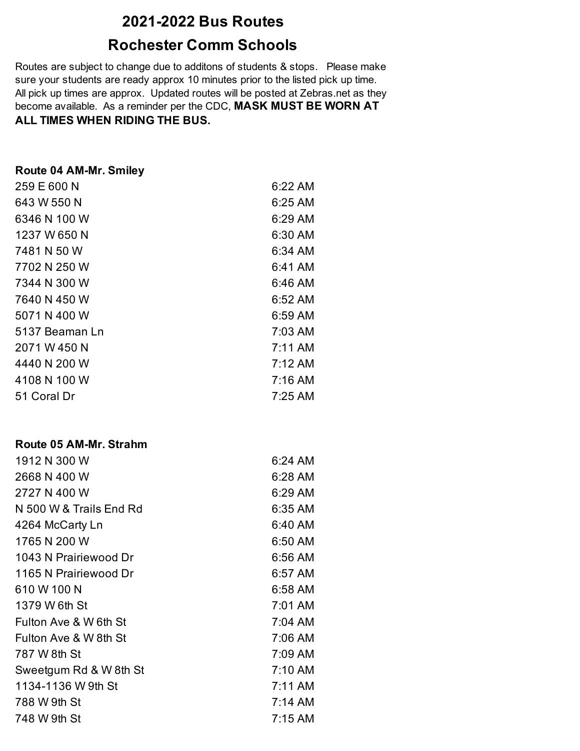# 2021-2022 Bus Routes

# Rochester Comm Schools

Routes are subject to change due to additons of students & stops. Please make sure your students are ready approx 10 minutes prior to the listed pick up time. All pick up times are approx. Updated routes will be posted at Zebras.net as they become available. As a reminder per the CDC, **MASK MUST BE WORN AT ALL TIMES WHEN RIDING THE BUS.**

**Route 04 AM-Mr. Smiley**

| | |
|---|---|
| 259 E 600 N | 6:22 AM |
| 643 W 550 N | 6:25 AM |
| 6346 N 100 W | 6:29 AM |
| 1237 W 650 N | 6:30 AM |
| 7481 N 50 W | 6:34 AM |
| 7702 N 250 W | 6:41 AM |
| 7344 N 300 W | 6:46 AM |
| 7640 N 450 W | 6:52 AM |
| 5071 N 400 W | 6:59 AM |
| 5137 Beaman Ln | 7:03 AM |
| 2071 W 450 N | 7:11 AM |
| 4440 N 200 W | 7:12 AM |
| 4108 N 100 W | 7:16 AM |
| 51 Coral Dr | 7:25 AM |

**Route 05 AM-Mr. Strahm**

| | |
|---|---|
| 1912 N 300 W | 6:24 AM |
| 2668 N 400 W | 6:28 AM |
| 2727 N 400 W | 6:29 AM |
| N 500 W & Trails End Rd | 6:35 AM |
| 4264 McCarty Ln | 6:40 AM |
| 1765 N 200 W | 6:50 AM |
| 1043 N Prairiewood Dr | 6:56 AM |
| 1165 N Prairiewood Dr | 6:57 AM |
| 610 W 100 N | 6:58 AM |
| 1379 W 6th St | 7:01 AM |
| Fulton Ave & W 6th St | 7:04 AM |
| Fulton Ave & W 8th St | 7:06 AM |
| 787 W 8th St | 7:09 AM |
| Sweetgum Rd & W 8th St | 7:10 AM |
| 1134-1136 W 9th St | 7:11 AM |
| 788 W 9th St | 7:14 AM |
| 748 W 9th St | 7:15 AM |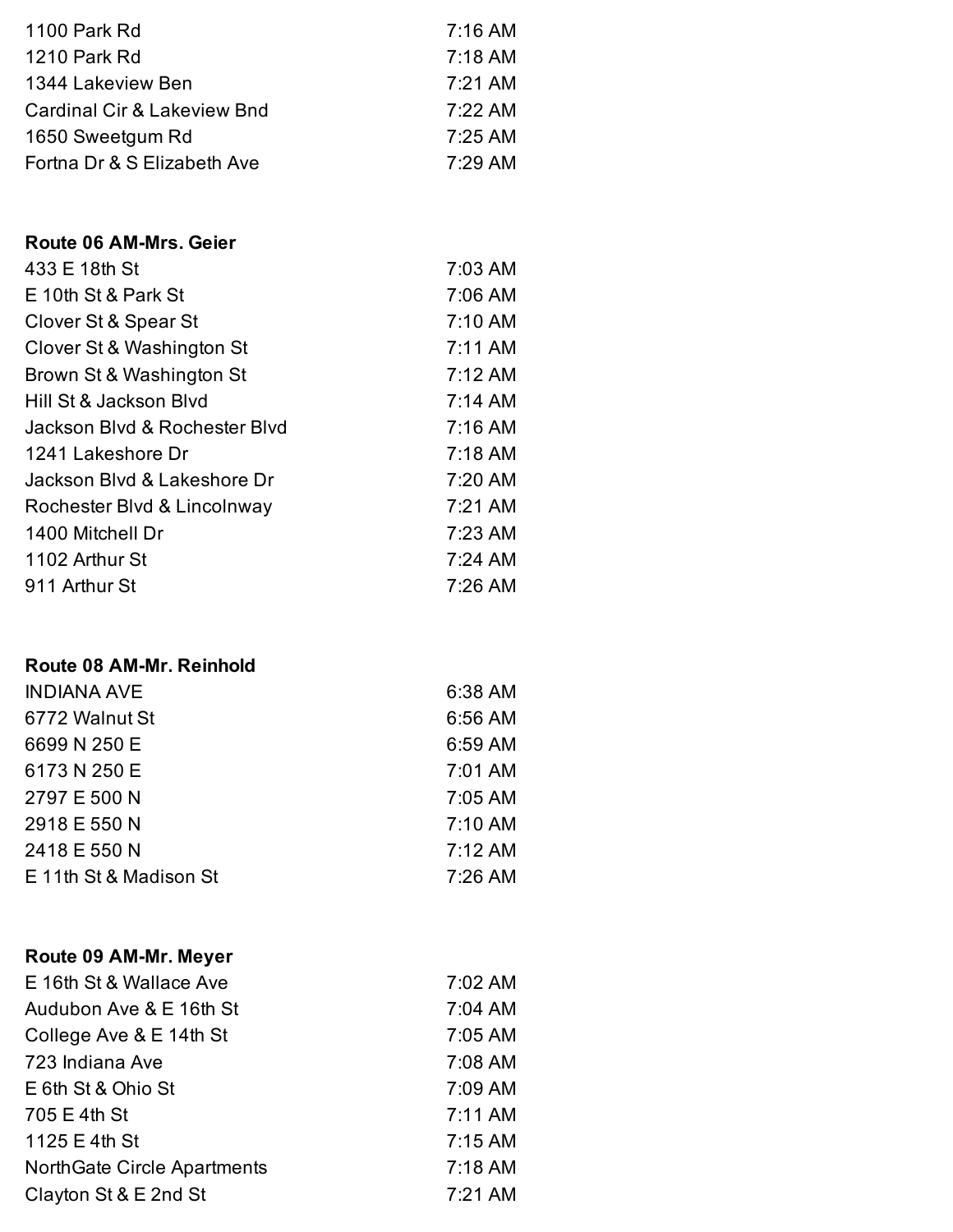| | |
|---|---|
| 1100 Park Rd | 7:16 AM |
| 1210 Park Rd | 7:18 AM |
| 1344 Lakeview Ben | 7:21 AM |
| Cardinal Cir & Lakeview Bnd | 7:22 AM |
| 1650 Sweetgum Rd | 7:25 AM |
| Fortna Dr & S Elizabeth Ave | 7:29 AM |

**Route 06 AM-Mrs. Geier**

| | |
|---|---|
| 433 E 18th St | 7:03 AM |
| E 10th St & Park St | 7:06 AM |
| Clover St & Spear St | 7:10 AM |
| Clover St & Washington St | 7:11 AM |
| Brown St & Washington St | 7:12 AM |
| Hill St & Jackson Blvd | 7:14 AM |
| Jackson Blvd & Rochester Blvd | 7:16 AM |
| 1241 Lakeshore Dr | 7:18 AM |
| Jackson Blvd & Lakeshore Dr | 7:20 AM |
| Rochester Blvd & Lincolnway | 7:21 AM |
| 1400 Mitchell Dr | 7:23 AM |
| 1102 Arthur St | 7:24 AM |
| 911 Arthur St | 7:26 AM |

**Route 08 AM-Mr. Reinhold**

| | |
|---|---|
| INDIANA AVE | 6:38 AM |
| 6772 Walnut St | 6:56 AM |
| 6699 N 250 E | 6:59 AM |
| 6173 N 250 E | 7:01 AM |
| 2797 E 500 N | 7:05 AM |
| 2918 E 550 N | 7:10 AM |
| 2418 E 550 N | 7:12 AM |
| E 11th St & Madison St | 7:26 AM |

**Route 09 AM-Mr. Meyer**

| | |
|---|---|
| E 16th St & Wallace Ave | 7:02 AM |
| Audubon Ave & E 16th St | 7:04 AM |
| College Ave & E 14th St | 7:05 AM |
| 723 Indiana Ave | 7:08 AM |
| E 6th St & Ohio St | 7:09 AM |
| 705 E 4th St | 7:11 AM |
| 1125 E 4th St | 7:15 AM |
| NorthGate Circle Apartments | 7:18 AM |
| Clayton St & E 2nd St | 7:21 AM |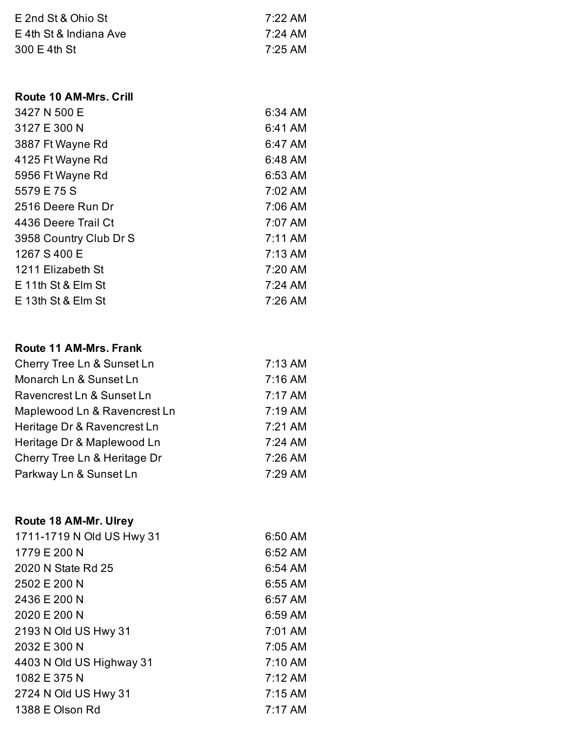| | |
|---|---|
| E 2nd St & Ohio St | 7:22 AM |
| E 4th St & Indiana Ave | 7:24 AM |
| 300 E 4th St | 7:25 AM |

**Route 10 AM-Mrs. Crill**

| | |
|---|---|
| 3427 N 500 E | 6:34 AM |
| 3127 E 300 N | 6:41 AM |
| 3887 Ft Wayne Rd | 6:47 AM |
| 4125 Ft Wayne Rd | 6:48 AM |
| 5956 Ft Wayne Rd | 6:53 AM |
| 5579 E 75 S | 7:02 AM |
| 2516 Deere Run Dr | 7:06 AM |
| 4436 Deere Trail Ct | 7:07 AM |
| 3958 Country Club Dr S | 7:11 AM |
| 1267 S 400 E | 7:13 AM |
| 1211 Elizabeth St | 7:20 AM |
| E 11th St & Elm St | 7:24 AM |
| E 13th St & Elm St | 7:26 AM |

**Route 11 AM-Mrs. Frank**

| | |
|---|---|
| Cherry Tree Ln & Sunset Ln | 7:13 AM |
| Monarch Ln & Sunset Ln | 7:16 AM |
| Ravencrest Ln & Sunset Ln | 7:17 AM |
| Maplewood Ln & Ravencrest Ln | 7:19 AM |
| Heritage Dr & Ravencrest Ln | 7:21 AM |
| Heritage Dr & Maplewood Ln | 7:24 AM |
| Cherry Tree Ln & Heritage Dr | 7:26 AM |
| Parkway Ln & Sunset Ln | 7:29 AM |

**Route 18 AM-Mr. Ulrey**

| | |
|---|---|
| 1711-1719 N Old US Hwy 31 | 6:50 AM |
| 1779 E 200 N | 6:52 AM |
| 2020 N State Rd 25 | 6:54 AM |
| 2502 E 200 N | 6:55 AM |
| 2436 E 200 N | 6:57 AM |
| 2020 E 200 N | 6:59 AM |
| 2193 N Old US Hwy 31 | 7:01 AM |
| 2032 E 300 N | 7:05 AM |
| 4403 N Old US Highway 31 | 7:10 AM |
| 1082 E 375 N | 7:12 AM |
| 2724 N Old US Hwy 31 | 7:15 AM |
| 1388 E Olson Rd | 7:17 AM |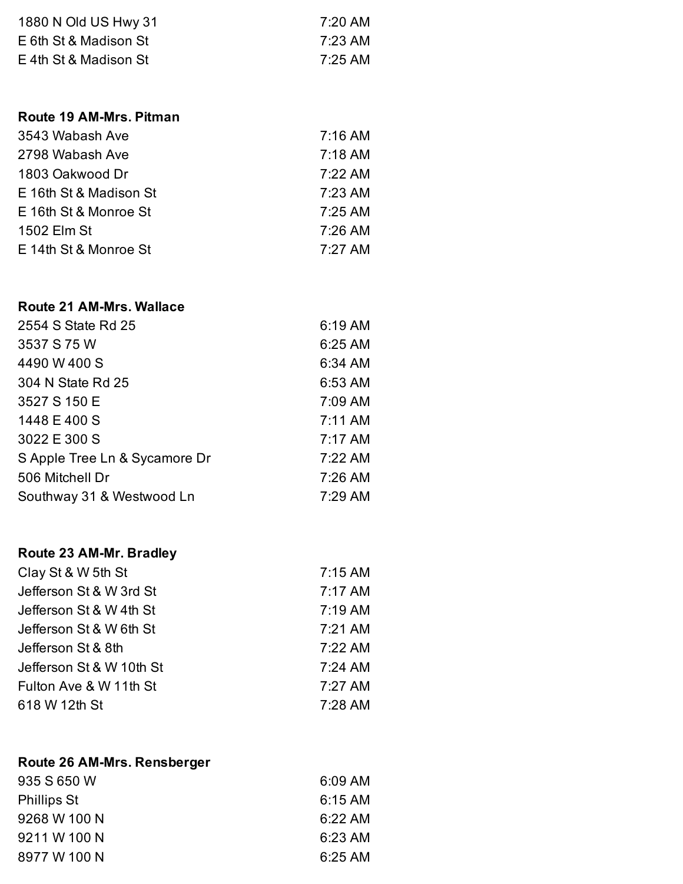| | |
|---|---|
| 1880 N Old US Hwy 31 | 7:20 AM |
| E 6th St & Madison St | 7:23 AM |
| E 4th St & Madison St | 7:25 AM |

**Route 19 AM-Mrs. Pitman**

| | |
|---|---|
| 3543 Wabash Ave | 7:16 AM |
| 2798 Wabash Ave | 7:18 AM |
| 1803 Oakwood Dr | 7:22 AM |
| E 16th St & Madison St | 7:23 AM |
| E 16th St & Monroe St | 7:25 AM |
| 1502 Elm St | 7:26 AM |
| E 14th St & Monroe St | 7:27 AM |

**Route 21 AM-Mrs. Wallace**

| | |
|---|---|
| 2554 S State Rd 25 | 6:19 AM |
| 3537 S 75 W | 6:25 AM |
| 4490 W 400 S | 6:34 AM |
| 304 N State Rd 25 | 6:53 AM |
| 3527 S 150 E | 7:09 AM |
| 1448 E 400 S | 7:11 AM |
| 3022 E 300 S | 7:17 AM |
| S Apple Tree Ln & Sycamore Dr | 7:22 AM |
| 506 Mitchell Dr | 7:26 AM |
| Southway 31 & Westwood Ln | 7:29 AM |

**Route 23 AM-Mr. Bradley**

| | |
|---|---|
| Clay St & W 5th St | 7:15 AM |
| Jefferson St & W 3rd St | 7:17 AM |
| Jefferson St & W 4th St | 7:19 AM |
| Jefferson St & W 6th St | 7:21 AM |
| Jefferson St & 8th | 7:22 AM |
| Jefferson St & W 10th St | 7:24 AM |
| Fulton Ave & W 11th St | 7:27 AM |
| 618 W 12th St | 7:28 AM |

**Route 26 AM-Mrs. Rensberger**

| | |
|---|---|
| 935 S 650 W | 6:09 AM |
| Phillips St | 6:15 AM |
| 9268 W 100 N | 6:22 AM |
| 9211 W 100 N | 6:23 AM |
| 8977 W 100 N | 6:25 AM |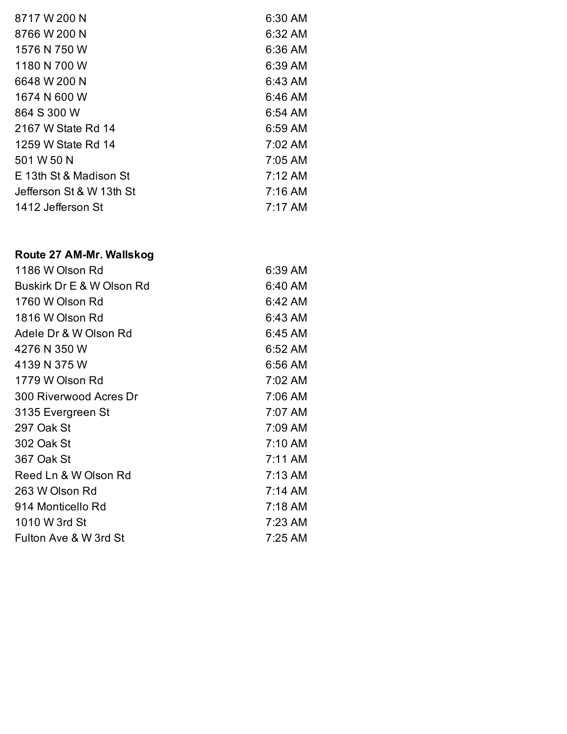| | |
|---|---|
| 8717 W 200 N | 6:30 AM |
| 8766 W 200 N | 6:32 AM |
| 1576 N 750 W | 6:36 AM |
| 1180 N 700 W | 6:39 AM |
| 6648 W 200 N | 6:43 AM |
| 1674 N 600 W | 6:46 AM |
| 864 S 300 W | 6:54 AM |
| 2167 W State Rd 14 | 6:59 AM |
| 1259 W State Rd 14 | 7:02 AM |
| 501 W 50 N | 7:05 AM |
| E 13th St & Madison St | 7:12 AM |
| Jefferson St & W 13th St | 7:16 AM |
| 1412 Jefferson St | 7:17 AM |

**Route 27 AM-Mr. Wallskog**

| | |
|---|---|
| 1186 W Olson Rd | 6:39 AM |
| Buskirk Dr E & W Olson Rd | 6:40 AM |
| 1760 W Olson Rd | 6:42 AM |
| 1816 W Olson Rd | 6:43 AM |
| Adele Dr & W Olson Rd | 6:45 AM |
| 4276 N 350 W | 6:52 AM |
| 4139 N 375 W | 6:56 AM |
| 1779 W Olson Rd | 7:02 AM |
| 300 Riverwood Acres Dr | 7:06 AM |
| 3135 Evergreen St | 7:07 AM |
| 297 Oak St | 7:09 AM |
| 302 Oak St | 7:10 AM |
| 367 Oak St | 7:11 AM |
| Reed Ln & W Olson Rd | 7:13 AM |
| 263 W Olson Rd | 7:14 AM |
| 914 Monticello Rd | 7:18 AM |
| 1010 W 3rd St | 7:23 AM |
| Fulton Ave & W 3rd St | 7:25 AM |